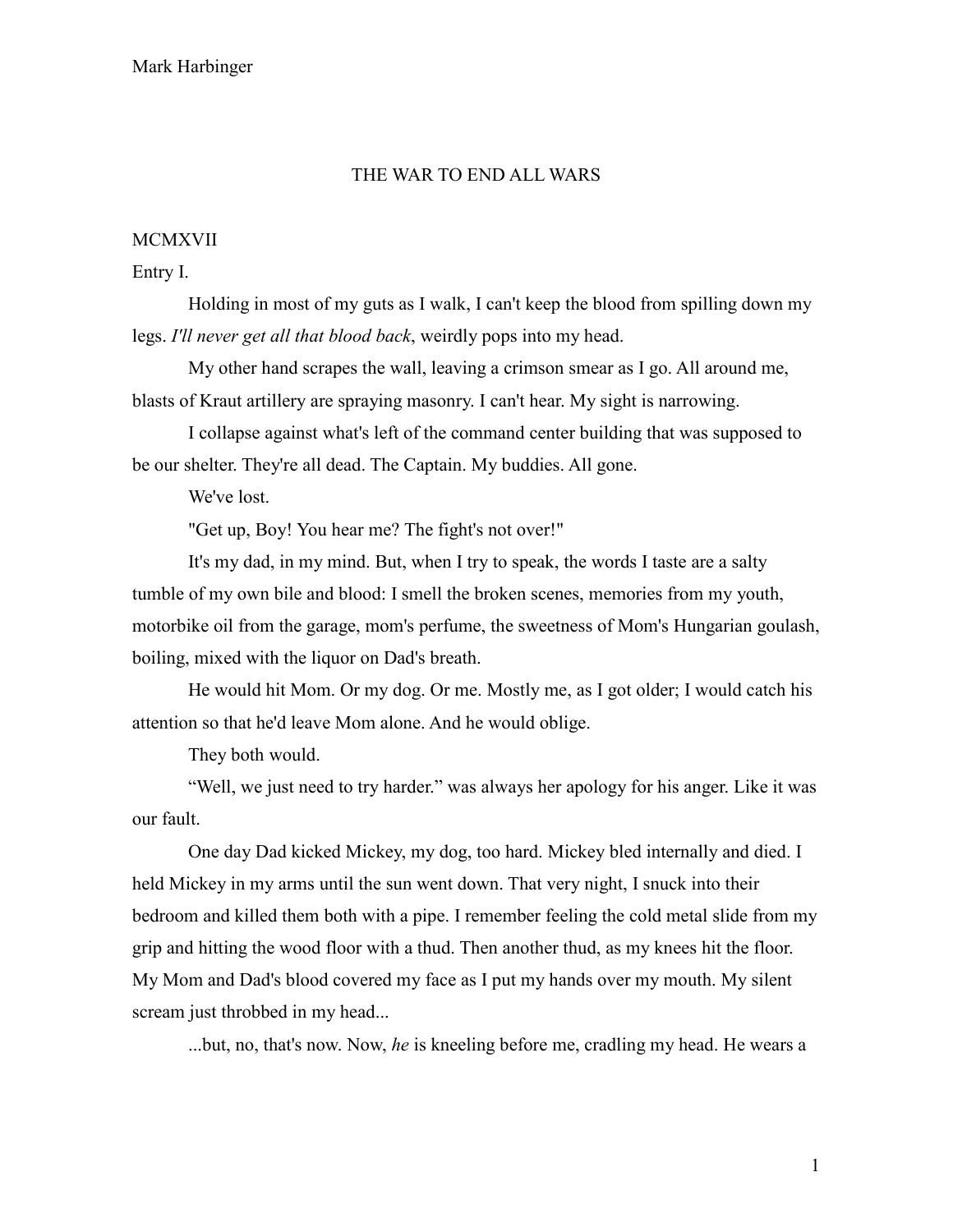# THE WAR TO END ALL WARS

MCMXVII

Entry I.

Holding in most of my guts as I walk, I can't keep the blood from spilling down my legs. *I'll never get all that blood back*, weirdly pops into my head.

My other hand scrapes the wall, leaving a crimson smear as I go. All around me, blasts of Kraut artillery are spraying masonry. I can't hear. My sight is narrowing.

I collapse against what's left of the command center building that was supposed to be our shelter. They're all dead. The Captain. My buddies. All gone.

We've lost.

"Get up, Boy! You hear me? The fight's not over!"

It's my dad, in my mind. But, when I try to speak, the words I taste are a salty tumble of my own bile and blood: I smell the broken scenes, memories from my youth, motorbike oil from the garage, mom's perfume, the sweetness of Mom's Hungarian goulash, boiling, mixed with the liquor on Dad's breath.

He would hit Mom. Or my dog. Or me. Mostly me, as I got older; I would catch his attention so that he'd leave Mom alone. And he would oblige.

They both would.

"Well, we just need to try harder." was always her apology for his anger. Like it was our fault.

One day Dad kicked Mickey, my dog, too hard. Mickey bled internally and died. I held Mickey in my arms until the sun went down. That very night, I snuck into their bedroom and killed them both with a pipe. I remember feeling the cold metal slide from my grip and hitting the wood floor with a thud. Then another thud, as my knees hit the floor. My Mom and Dad's blood covered my face as I put my hands over my mouth. My silent scream just throbbed in my head...

...but, no, that's now. Now, *he* is kneeling before me, cradling my head. He wears a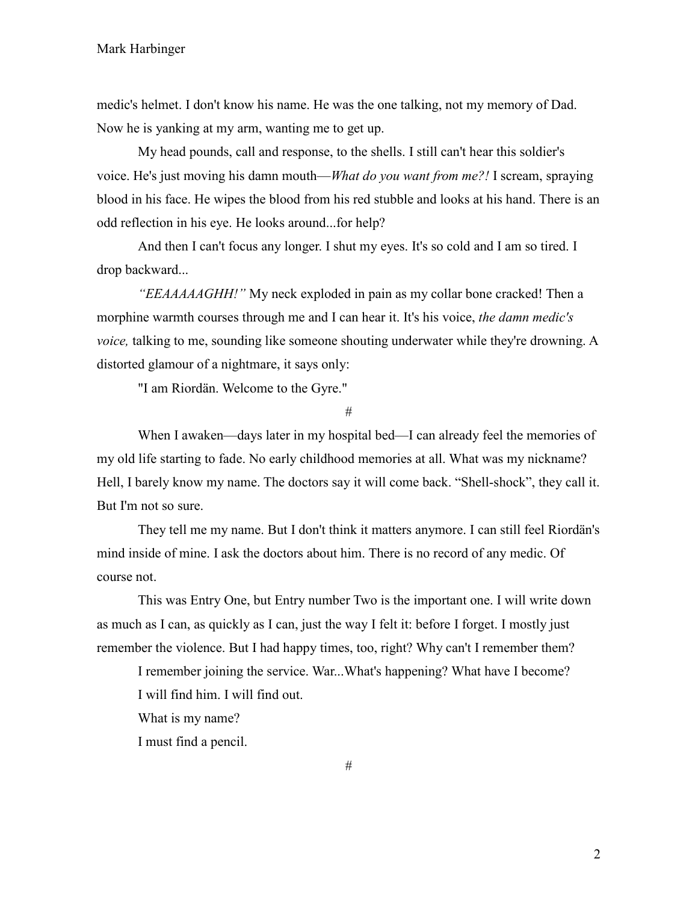medic's helmet. I don't know his name. He was the one talking, not my memory of Dad. Now he is yanking at my arm, wanting me to get up.

My head pounds, call and response, to the shells. I still can't hear this soldier's voice. He's just moving his damn mouth—*What do you want from me?!* I scream, spraying blood in his face. He wipes the blood from his red stubble and looks at his hand. There is an odd reflection in his eye. He looks around...for help?

And then I can't focus any longer. I shut my eyes. It's so cold and I am so tired. I drop backward...

*"EEAAAAAGHH!"* My neck exploded in pain as my collar bone cracked! Then a morphine warmth courses through me and I can hear it. It's his voice, *the damn medic's voice,* talking to me, sounding like someone shouting underwater while they're drowning. A distorted glamour of a nightmare, it says only:

"I am Riordän. Welcome to the Gyre."

#

When I awaken—days later in my hospital bed—I can already feel the memories of my old life starting to fade. No early childhood memories at all. What was my nickname? Hell, I barely know my name. The doctors say it will come back. "Shell-shock", they call it. But I'm not so sure.

They tell me my name. But I don't think it matters anymore. I can still feel Riordän's mind inside of mine. I ask the doctors about him. There is no record of any medic. Of course not.

This was Entry One, but Entry number Two is the important one. I will write down as much as I can, as quickly as I can, just the way I felt it: before I forget. I mostly just remember the violence. But I had happy times, too, right? Why can't I remember them?

I remember joining the service. War...What's happening? What have I become?

I will find him. I will find out.

What is my name?

I must find a pencil.

#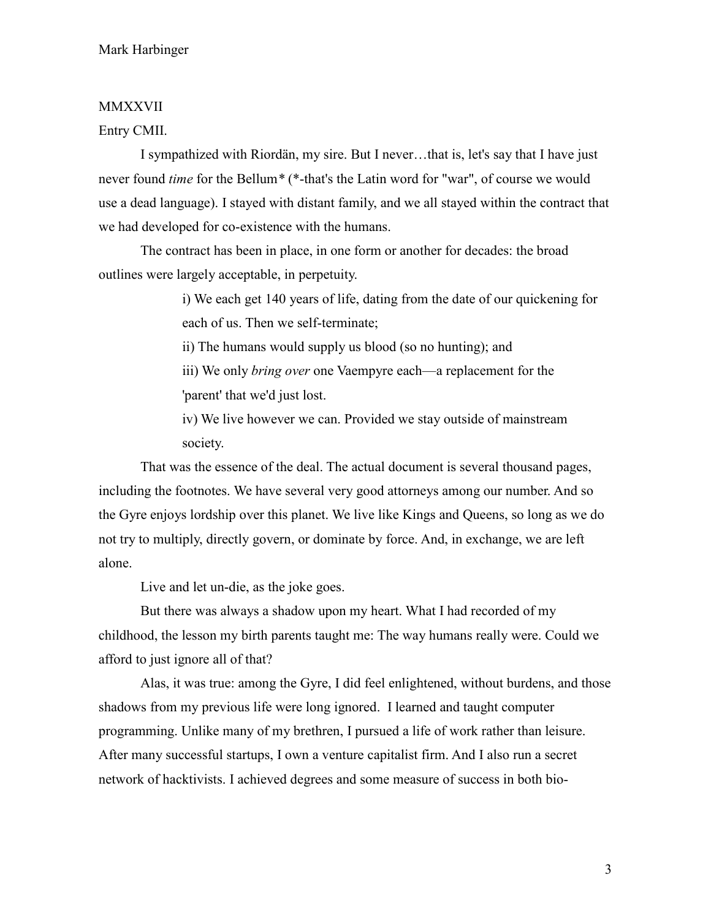MMXXVII

Entry CMII.

I sympathized with Riordän, my sire. But I never…that is, let's say that I have just never found *time* for the Bellum* (*-that's the Latin word for "war", of course we would use a dead language). I stayed with distant family, and we all stayed within the contract that we had developed for co-existence with the humans.

The contract has been in place, in one form or another for decades: the broad outlines were largely acceptable, in perpetuity.

> i) We each get 140 years of life, dating from the date of our quickening for each of us. Then we self-terminate;
>
> ii) The humans would supply us blood (so no hunting); and
>
> iii) We only *bring over* one Vaempyre each—a replacement for the 'parent' that we'd just lost.
>
> iv) We live however we can. Provided we stay outside of mainstream society.

That was the essence of the deal. The actual document is several thousand pages, including the footnotes. We have several very good attorneys among our number. And so the Gyre enjoys lordship over this planet. We live like Kings and Queens, so long as we do not try to multiply, directly govern, or dominate by force. And, in exchange, we are left alone.

Live and let un-die, as the joke goes.

But there was always a shadow upon my heart. What I had recorded of my childhood, the lesson my birth parents taught me: The way humans really were. Could we afford to just ignore all of that?

Alas, it was true: among the Gyre, I did feel enlightened, without burdens, and those shadows from my previous life were long ignored. I learned and taught computer programming. Unlike many of my brethren, I pursued a life of work rather than leisure. After many successful startups, I own a venture capitalist firm. And I also run a secret network of hacktivists. I achieved degrees and some measure of success in both bio-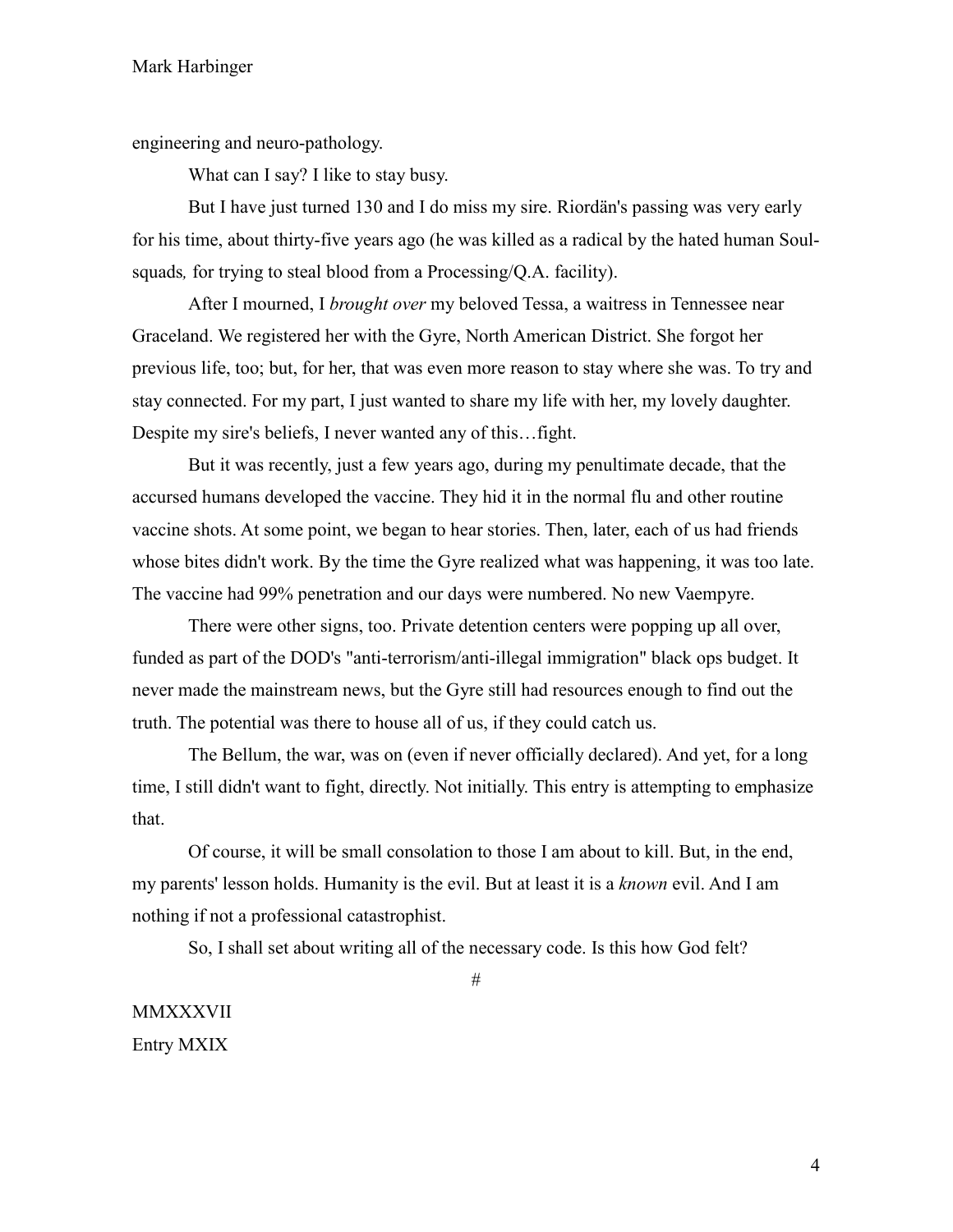engineering and neuro-pathology.

What can I say? I like to stay busy.

But I have just turned 130 and I do miss my sire. Riordän's passing was very early for his time, about thirty-five years ago (he was killed as a radical by the hated human Soul-squads*,* for trying to steal blood from a Processing/Q.A. facility).

After I mourned, I *brought over* my beloved Tessa, a waitress in Tennessee near Graceland. We registered her with the Gyre, North American District. She forgot her previous life, too; but, for her, that was even more reason to stay where she was. To try and stay connected. For my part, I just wanted to share my life with her, my lovely daughter. Despite my sire's beliefs, I never wanted any of this…fight.

But it was recently, just a few years ago, during my penultimate decade, that the accursed humans developed the vaccine. They hid it in the normal flu and other routine vaccine shots. At some point, we began to hear stories. Then, later, each of us had friends whose bites didn't work. By the time the Gyre realized what was happening, it was too late. The vaccine had 99% penetration and our days were numbered. No new Vaempyre.

There were other signs, too. Private detention centers were popping up all over, funded as part of the DOD's "anti-terrorism/anti-illegal immigration" black ops budget. It never made the mainstream news, but the Gyre still had resources enough to find out the truth. The potential was there to house all of us, if they could catch us.

The Bellum, the war, was on (even if never officially declared). And yet, for a long time, I still didn't want to fight, directly. Not initially. This entry is attempting to emphasize that.

Of course, it will be small consolation to those I am about to kill. But, in the end, my parents' lesson holds. Humanity is the evil. But at least it is a *known* evil. And I am nothing if not a professional catastrophist.

So, I shall set about writing all of the necessary code. Is this how God felt?

#

MMXXXVII

Entry MXIX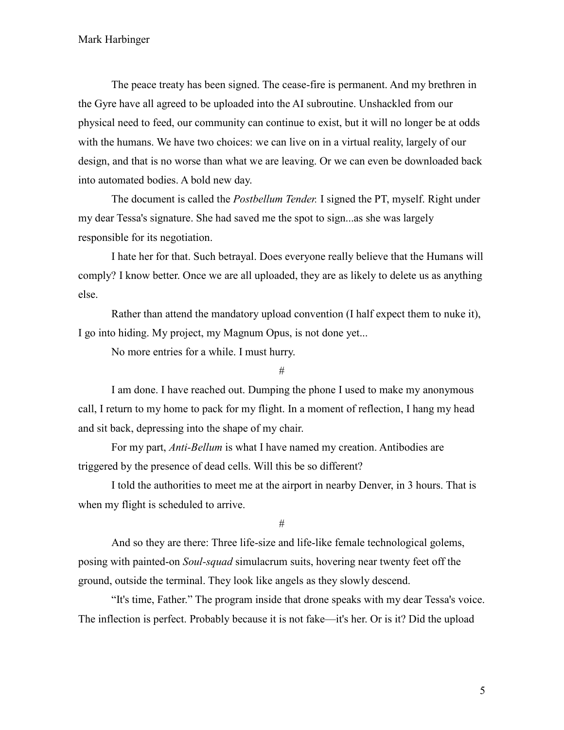The peace treaty has been signed. The cease-fire is permanent. And my brethren in the Gyre have all agreed to be uploaded into the AI subroutine. Unshackled from our physical need to feed, our community can continue to exist, but it will no longer be at odds with the humans. We have two choices: we can live on in a virtual reality, largely of our design, and that is no worse than what we are leaving. Or we can even be downloaded back into automated bodies. A bold new day.

The document is called the *Postbellum Tender.* I signed the PT, myself. Right under my dear Tessa's signature. She had saved me the spot to sign...as she was largely responsible for its negotiation.

I hate her for that. Such betrayal. Does everyone really believe that the Humans will comply? I know better. Once we are all uploaded, they are as likely to delete us as anything else.

Rather than attend the mandatory upload convention (I half expect them to nuke it), I go into hiding. My project, my Magnum Opus, is not done yet...

No more entries for a while. I must hurry.

#

I am done. I have reached out. Dumping the phone I used to make my anonymous call, I return to my home to pack for my flight. In a moment of reflection, I hang my head and sit back, depressing into the shape of my chair.

For my part, *Anti-Bellum* is what I have named my creation. Antibodies are triggered by the presence of dead cells. Will this be so different?

I told the authorities to meet me at the airport in nearby Denver, in 3 hours. That is when my flight is scheduled to arrive.

#

And so they are there: Three life-size and life-like female technological golems, posing with painted-on *Soul-squad* simulacrum suits, hovering near twenty feet off the ground, outside the terminal. They look like angels as they slowly descend.

"It's time, Father." The program inside that drone speaks with my dear Tessa's voice. The inflection is perfect. Probably because it is not fake—it's her. Or is it? Did the upload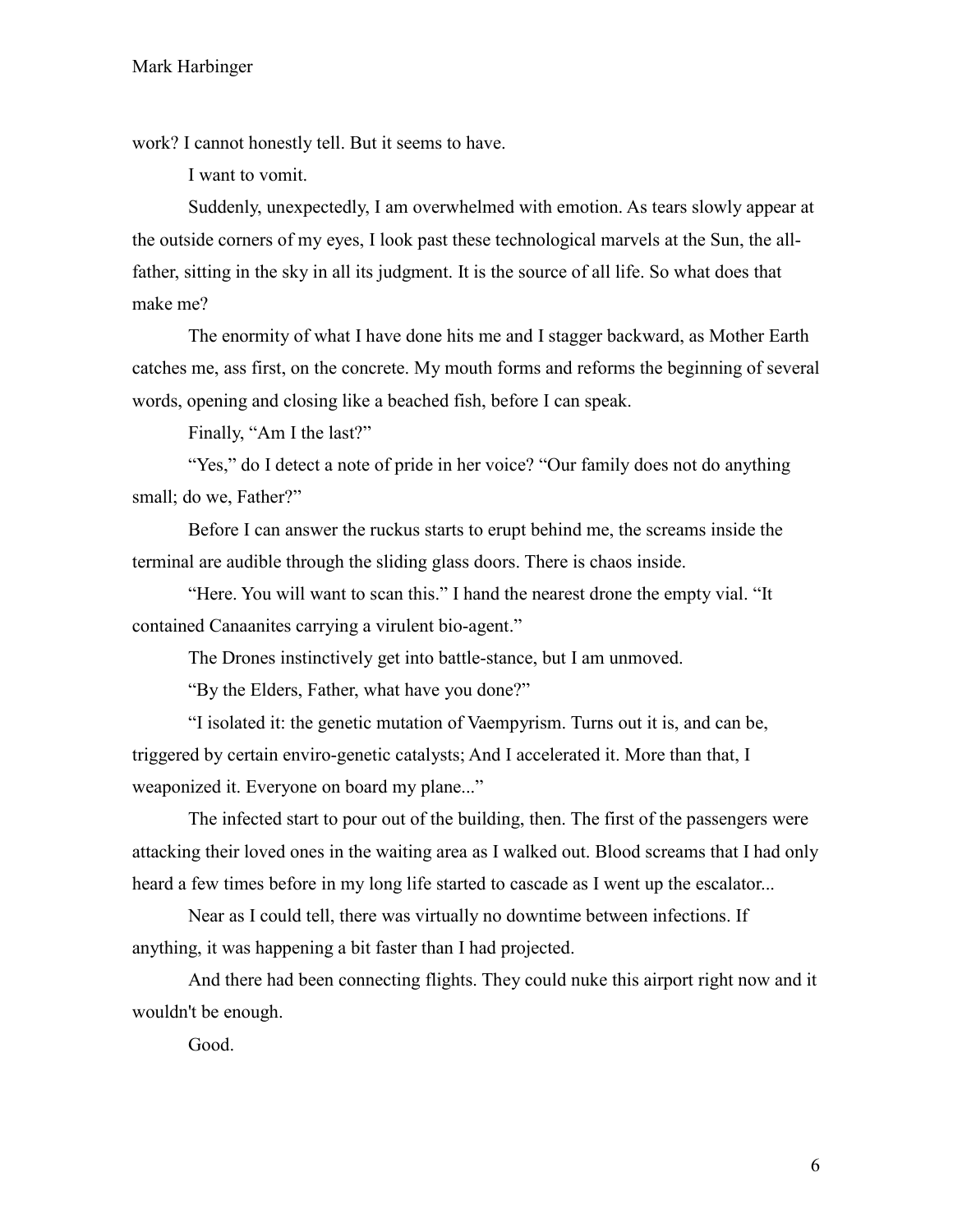work? I cannot honestly tell. But it seems to have.

I want to vomit.

Suddenly, unexpectedly, I am overwhelmed with emotion. As tears slowly appear at the outside corners of my eyes, I look past these technological marvels at the Sun, the all-father, sitting in the sky in all its judgment. It is the source of all life. So what does that make me?

The enormity of what I have done hits me and I stagger backward, as Mother Earth catches me, ass first, on the concrete. My mouth forms and reforms the beginning of several words, opening and closing like a beached fish, before I can speak.

Finally, "Am I the last?"

"Yes," do I detect a note of pride in her voice? "Our family does not do anything small; do we, Father?"

Before I can answer the ruckus starts to erupt behind me, the screams inside the terminal are audible through the sliding glass doors. There is chaos inside.

"Here. You will want to scan this." I hand the nearest drone the empty vial. "It contained Canaanites carrying a virulent bio-agent."

The Drones instinctively get into battle-stance, but I am unmoved.

"By the Elders, Father, what have you done?"

"I isolated it: the genetic mutation of Vaempyrism. Turns out it is, and can be, triggered by certain enviro-genetic catalysts; And I accelerated it. More than that, I weaponized it. Everyone on board my plane..."

The infected start to pour out of the building, then. The first of the passengers were attacking their loved ones in the waiting area as I walked out. Blood screams that I had only heard a few times before in my long life started to cascade as I went up the escalator...

Near as I could tell, there was virtually no downtime between infections. If anything, it was happening a bit faster than I had projected.

And there had been connecting flights. They could nuke this airport right now and it wouldn't be enough.

Good.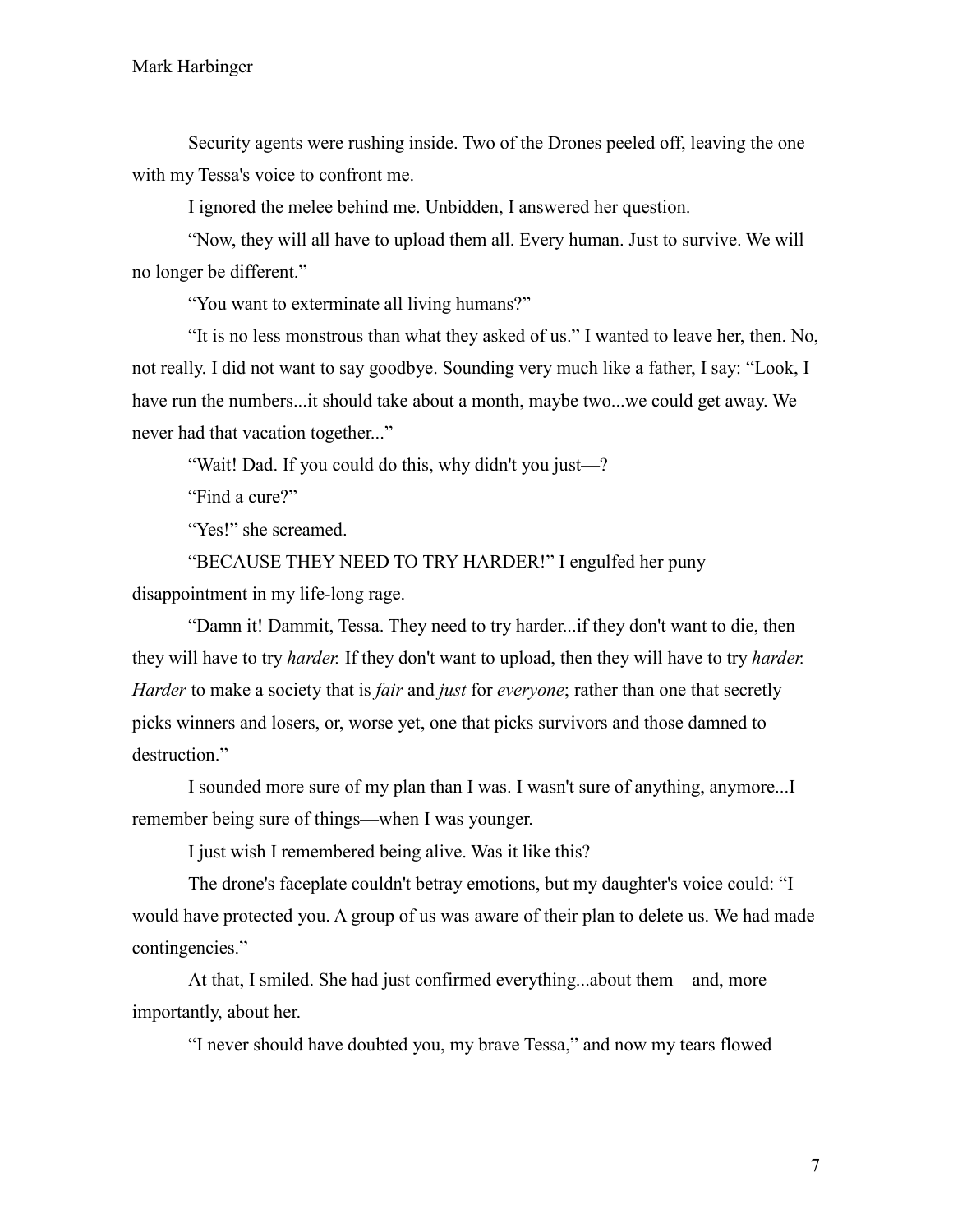Security agents were rushing inside. Two of the Drones peeled off, leaving the one with my Tessa's voice to confront me.

I ignored the melee behind me. Unbidden, I answered her question.

"Now, they will all have to upload them all. Every human. Just to survive. We will no longer be different."

"You want to exterminate all living humans?"

"It is no less monstrous than what they asked of us." I wanted to leave her, then. No, not really. I did not want to say goodbye. Sounding very much like a father, I say: "Look, I have run the numbers...it should take about a month, maybe two...we could get away. We never had that vacation together..."

"Wait! Dad. If you could do this, why didn't you just—?

"Find a cure?"

"Yes!" she screamed.

"BECAUSE THEY NEED TO TRY HARDER!" I engulfed her puny disappointment in my life-long rage.

"Damn it! Dammit, Tessa. They need to try harder...if they don't want to die, then they will have to try *harder.* If they don't want to upload, then they will have to try *harder. Harder* to make a society that is *fair* and *just* for *everyone*; rather than one that secretly picks winners and losers, or, worse yet, one that picks survivors and those damned to destruction."

I sounded more sure of my plan than I was. I wasn't sure of anything, anymore...I remember being sure of things—when I was younger.

I just wish I remembered being alive. Was it like this?

The drone's faceplate couldn't betray emotions, but my daughter's voice could: "I would have protected you. A group of us was aware of their plan to delete us. We had made contingencies."

At that, I smiled. She had just confirmed everything...about them—and, more importantly, about her.

"I never should have doubted you, my brave Tessa," and now my tears flowed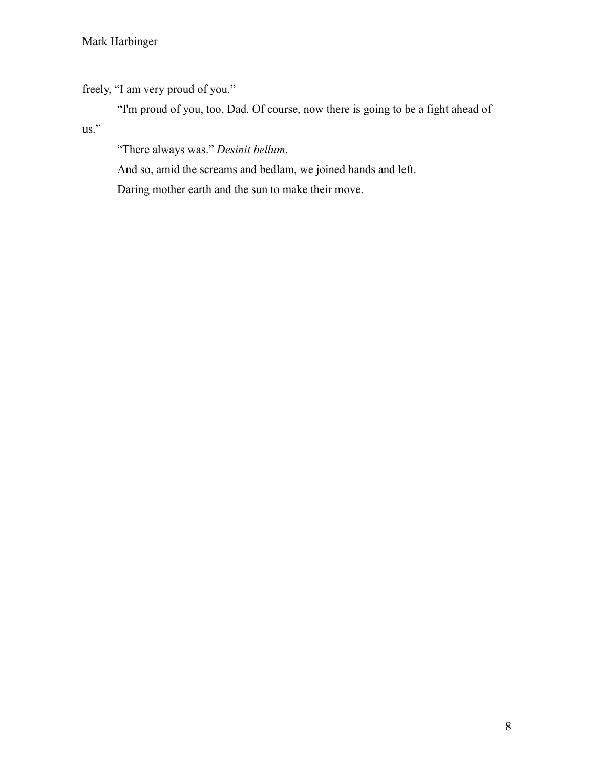freely, "I am very proud of you."

"I'm proud of you, too, Dad. Of course, now there is going to be a fight ahead of us."

"There always was." *Desinit bellum*.

And so, amid the screams and bedlam, we joined hands and left.

Daring mother earth and the sun to make their move.